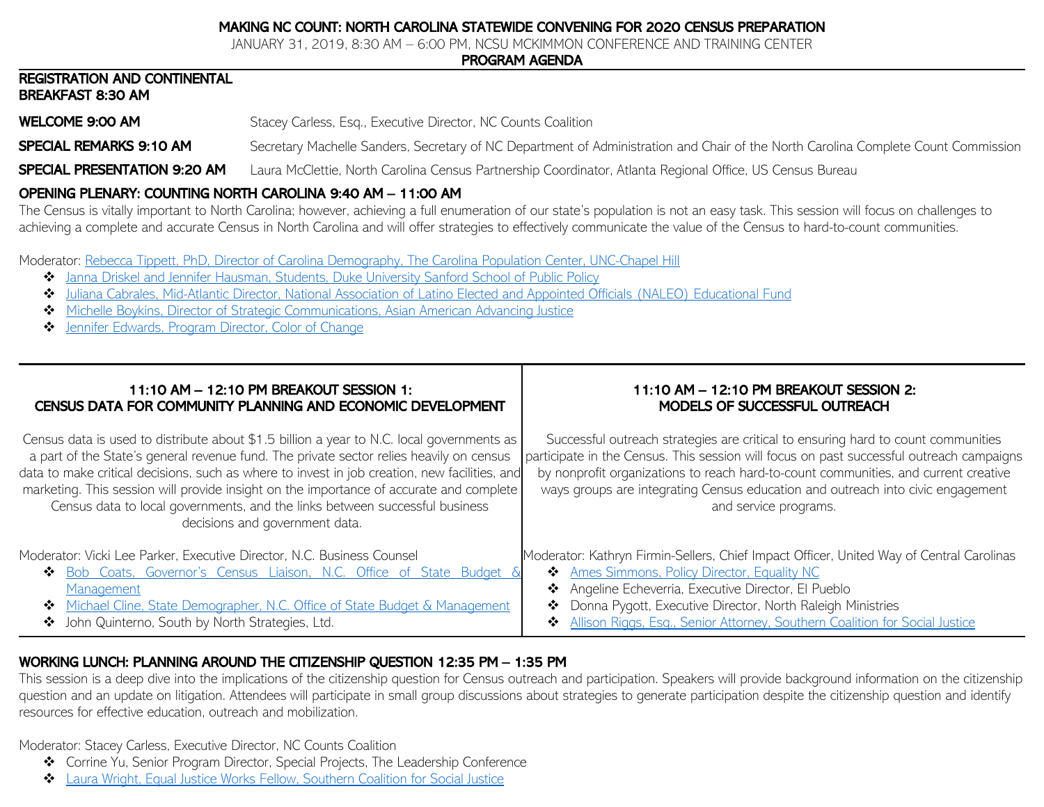# MAKING NC COUNT: NORTH CAROLINA STATEWIDE CONVENING FOR 2020 CENSUS PREPARATION

JANUARY 31, 2019, 8:30 AM – 6:00 PM, NCSU MCKIMMON CONFERENCE AND TRAINING CENTER

**PROGRAM AGENDA**

**REGISTRATION AND CONTINENTAL BREAKFAST 8:30 AM**

**WELCOME 9:00 AM** Stacey Carless, Esq., Executive Director, NC Counts Coalition

**SPECIAL REMARKS 9:10 AM** Secretary Machelle Sanders, Secretary of NC Department of Administration and Chair of the North Carolina Complete Count Commission

**SPECIAL PRESENTATION 9:20 AM** Laura McClettie, North Carolina Census Partnership Coordinator, Atlanta Regional Office, US Census Bureau

## OPENING PLENARY: COUNTING NORTH CAROLINA 9:40 AM – 11:00 AM

The Census is vitally important to North Carolina; however, achieving a full enumeration of our state's population is not an easy task. This session will focus on challenges to achieving a complete and accurate Census in North Carolina and will offer strategies to effectively communicate the value of the Census to hard-to-count communities.

Moderator: Rebecca Tippett, PhD, Director of Carolina Demography, The Carolina Population Center, UNC-Chapel Hill

- Janna Driskel and Jennifer Hausman, Students, Duke University Sanford School of Public Policy
- Juliana Cabrales, Mid-Atlantic Director, National Association of Latino Elected and Appointed Officials (NALEO) Educational Fund
- Michelle Boykins, Director of Strategic Communications, Asian American Advancing Justice
- Jennifer Edwards, Program Director, Color of Change

## 11:10 AM – 12:10 PM BREAKOUT SESSION 1: CENSUS DATA FOR COMMUNITY PLANNING AND ECONOMIC DEVELOPMENT

Census data is used to distribute about $1.5 billion a year to N.C. local governments as a part of the State's general revenue fund. The private sector relies heavily on census data to make critical decisions, such as where to invest in job creation, new facilities, and marketing. This session will provide insight on the importance of accurate and complete Census data to local governments, and the links between successful business decisions and government data.

Moderator: Vicki Lee Parker, Executive Director, N.C. Business Counsel

- Bob Coats, Governor's Census Liaison, N.C. Office of State Budget & Management
- Michael Cline, State Demographer, N.C. Office of State Budget & Management
- John Quinterno, South by North Strategies, Ltd.

## 11:10 AM – 12:10 PM BREAKOUT SESSION 2: MODELS OF SUCCESSFUL OUTREACH

Successful outreach strategies are critical to ensuring hard to count communities participate in the Census. This session will focus on past successful outreach campaigns by nonprofit organizations to reach hard-to-count communities, and current creative ways groups are integrating Census education and outreach into civic engagement and service programs.

Moderator: Kathryn Firmin-Sellers, Chief Impact Officer, United Way of Central Carolinas

- Ames Simmons, Policy Director, Equality NC
- Angeline Echeverria, Executive Director, El Pueblo
- Donna Pygott, Executive Director, North Raleigh Ministries
- Allison Riggs, Esq., Senior Attorney, Southern Coalition for Social Justice

## WORKING LUNCH: PLANNING AROUND THE CITIZENSHIP QUESTION 12:35 PM – 1:35 PM

This session is a deep dive into the implications of the citizenship question for Census outreach and participation. Speakers will provide background information on the citizenship question and an update on litigation. Attendees will participate in small group discussions about strategies to generate participation despite the citizenship question and identify resources for effective education, outreach and mobilization.

Moderator: Stacey Carless, Executive Director, NC Counts Coalition

- Corrine Yu, Senior Program Director, Special Projects, The Leadership Conference
- Laura Wright, Equal Justice Works Fellow, Southern Coalition for Social Justice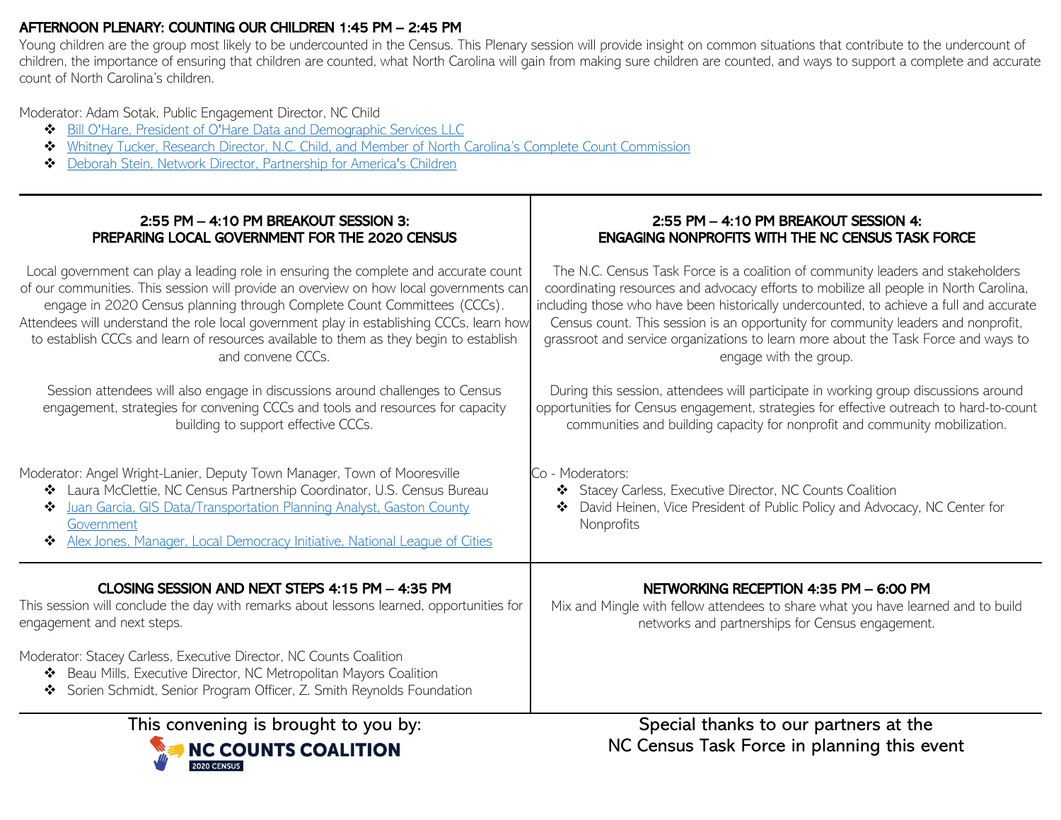## AFTERNOON PLENARY: COUNTING OUR CHILDREN 1:45 PM – 2:45 PM

Young children are the group most likely to be undercounted in the Census. This Plenary session will provide insight on common situations that contribute to the undercount of children, the importance of ensuring that children are counted, what North Carolina will gain from making sure children are counted, and ways to support a complete and accurate count of North Carolina's children.

Moderator: Adam Sotak, Public Engagement Director, NC Child

- Bill O'Hare, President of O'Hare Data and Demographic Services LLC
- Whitney Tucker, Research Director, N.C. Child, and Member of North Carolina's Complete Count Commission
- Deborah Stein, Network Director, Partnership for America's Children

## 2:55 PM – 4:10 PM BREAKOUT SESSION 3: PREPARING LOCAL GOVERNMENT FOR THE 2020 CENSUS

Local government can play a leading role in ensuring the complete and accurate count of our communities. This session will provide an overview on how local governments can engage in 2020 Census planning through Complete Count Committees (CCCs). Attendees will understand the role local government play in establishing CCCs, learn how to establish CCCs and learn of resources available to them as they begin to establish and convene CCCs.

Session attendees will also engage in discussions around challenges to Census engagement, strategies for convening CCCs and tools and resources for capacity building to support effective CCCs.

Moderator: Angel Wright-Lanier, Deputy Town Manager, Town of Mooresville

- Laura McClettie, NC Census Partnership Coordinator, U.S. Census Bureau
- Juan Garcia, GIS Data/Transportation Planning Analyst, Gaston County Government
- Alex Jones, Manager, Local Democracy Initiative, National League of Cities

## 2:55 PM – 4:10 PM BREAKOUT SESSION 4: ENGAGING NONPROFITS WITH THE NC CENSUS TASK FORCE

The N.C. Census Task Force is a coalition of community leaders and stakeholders coordinating resources and advocacy efforts to mobilize all people in North Carolina, including those who have been historically undercounted, to achieve a full and accurate Census count. This session is an opportunity for community leaders and nonprofit, grassroot and service organizations to learn more about the Task Force and ways to engage with the group.

During this session, attendees will participate in working group discussions around opportunities for Census engagement, strategies for effective outreach to hard-to-count communities and building capacity for nonprofit and community mobilization.

Co - Moderators:

- Stacey Carless, Executive Director, NC Counts Coalition
- David Heinen, Vice President of Public Policy and Advocacy, NC Center for Nonprofits

## CLOSING SESSION AND NEXT STEPS 4:15 PM – 4:35 PM

This session will conclude the day with remarks about lessons learned, opportunities for engagement and next steps.

Moderator: Stacey Carless, Executive Director, NC Counts Coalition

- Beau Mills, Executive Director, NC Metropolitan Mayors Coalition
- Sorien Schmidt, Senior Program Officer, Z. Smith Reynolds Foundation

## NETWORKING RECEPTION 4:35 PM – 6:00 PM

Mix and Mingle with fellow attendees to share what you have learned and to build networks and partnerships for Census engagement.

This convening is brought to you by:

NC COUNTS COALITION
2020 CENSUS

Special thanks to our partners at the NC Census Task Force in planning this event